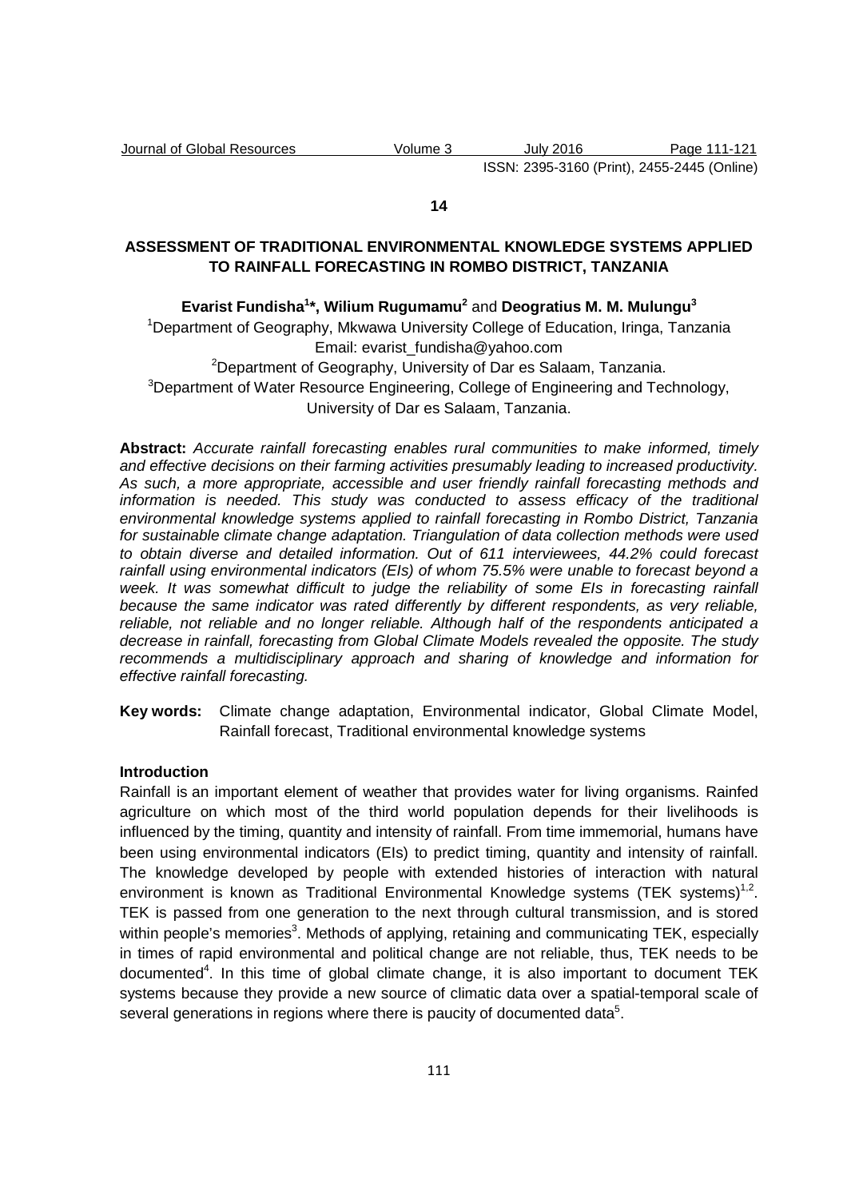**14**

# ASSESSMENT OF TRADITIONAL ENVIRONMENTAL KNOWLEDGE SYSTEMS APPLIED TO RAINFALL FORECASTING IN ROMBO DISTRICT, TANZANIA

**Evarist Fundisha[1]\*, Wilium Rugumamu[2]** and **Deogratius M. M. Mulungu[3]**

[1]Department of Geography, Mkwawa University College of Education, Iringa, Tanzania
Email: evarist_fundisha@yahoo.com

[2]Department of Geography, University of Dar es Salaam, Tanzania.

[3]Department of Water Resource Engineering, College of Engineering and Technology, University of Dar es Salaam, Tanzania.

**Abstract:** *Accurate rainfall forecasting enables rural communities to make informed, timely and effective decisions on their farming activities presumably leading to increased productivity. As such, a more appropriate, accessible and user friendly rainfall forecasting methods and information is needed. This study was conducted to assess efficacy of the traditional environmental knowledge systems applied to rainfall forecasting in Rombo District, Tanzania for sustainable climate change adaptation. Triangulation of data collection methods were used to obtain diverse and detailed information. Out of 611 interviewees, 44.2% could forecast rainfall using environmental indicators (EIs) of whom 75.5% were unable to forecast beyond a week. It was somewhat difficult to judge the reliability of some EIs in forecasting rainfall because the same indicator was rated differently by different respondents, as very reliable, reliable, not reliable and no longer reliable. Although half of the respondents anticipated a decrease in rainfall, forecasting from Global Climate Models revealed the opposite. The study recommends a multidisciplinary approach and sharing of knowledge and information for effective rainfall forecasting.*

**Key words:** Climate change adaptation, Environmental indicator, Global Climate Model, Rainfall forecast, Traditional environmental knowledge systems

## Introduction

Rainfall is an important element of weather that provides water for living organisms. Rainfed agriculture on which most of the third world population depends for their livelihoods is influenced by the timing, quantity and intensity of rainfall. From time immemorial, humans have been using environmental indicators (EIs) to predict timing, quantity and intensity of rainfall. The knowledge developed by people with extended histories of interaction with natural environment is known as Traditional Environmental Knowledge systems (TEK systems)[1,2]. TEK is passed from one generation to the next through cultural transmission, and is stored within people's memories[3]. Methods of applying, retaining and communicating TEK, especially in times of rapid environmental and political change are not reliable, thus, TEK needs to be documented[4]. In this time of global climate change, it is also important to document TEK systems because they provide a new source of climatic data over a spatial-temporal scale of several generations in regions where there is paucity of documented data[5].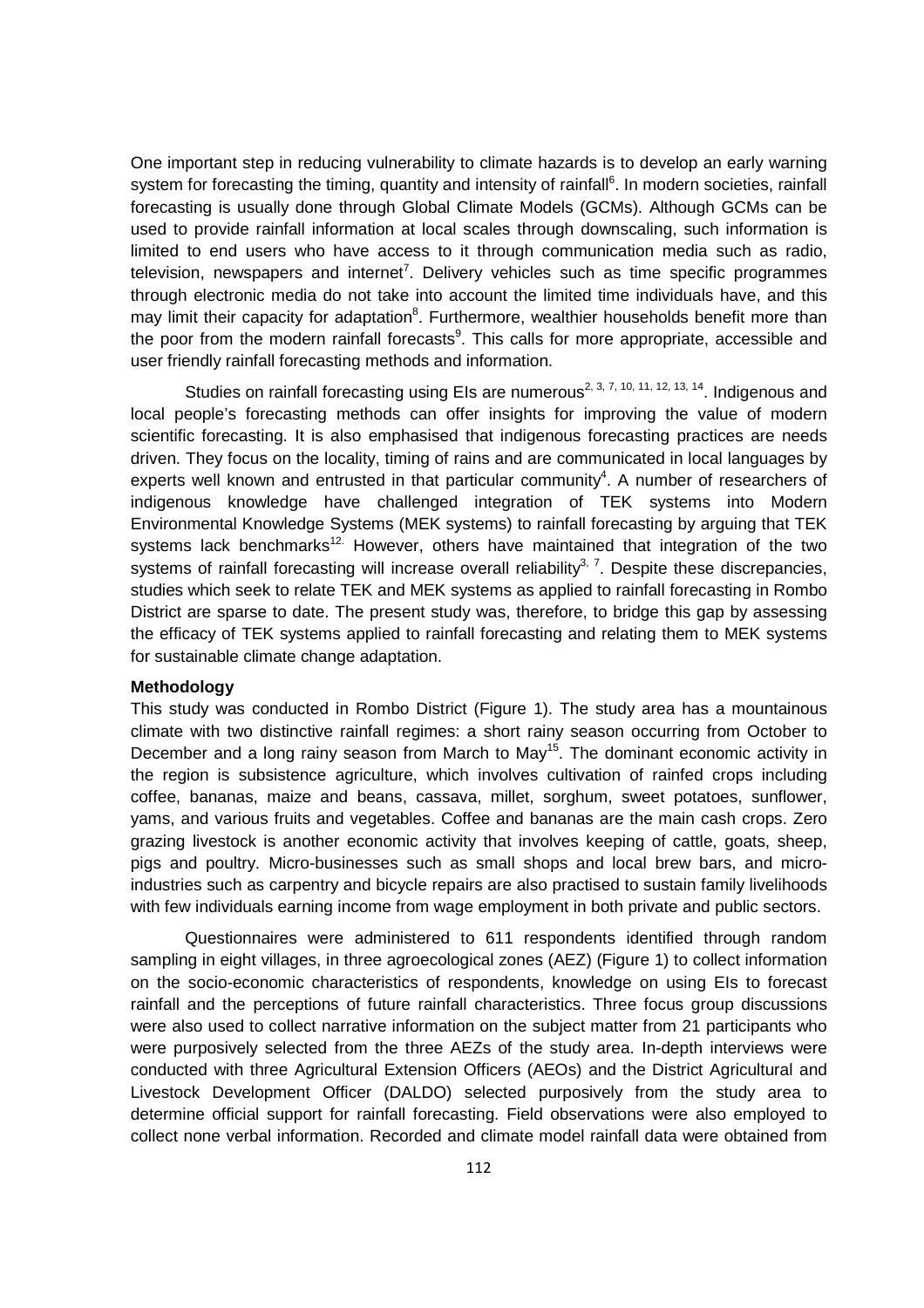One important step in reducing vulnerability to climate hazards is to develop an early warning system for forecasting the timing, quantity and intensity of rainfall[6]. In modern societies, rainfall forecasting is usually done through Global Climate Models (GCMs). Although GCMs can be used to provide rainfall information at local scales through downscaling, such information is limited to end users who have access to it through communication media such as radio, television, newspapers and internet[7]. Delivery vehicles such as time specific programmes through electronic media do not take into account the limited time individuals have, and this may limit their capacity for adaptation[8]. Furthermore, wealthier households benefit more than the poor from the modern rainfall forecasts[9]. This calls for more appropriate, accessible and user friendly rainfall forecasting methods and information.

Studies on rainfall forecasting using EIs are numerous[2, 3, 7, 10, 11, 12, 13, 14]. Indigenous and local people's forecasting methods can offer insights for improving the value of modern scientific forecasting. It is also emphasised that indigenous forecasting practices are needs driven. They focus on the locality, timing of rains and are communicated in local languages by experts well known and entrusted in that particular community[4]. A number of researchers of indigenous knowledge have challenged integration of TEK systems into Modern Environmental Knowledge Systems (MEK systems) to rainfall forecasting by arguing that TEK systems lack benchmarks[12.] However, others have maintained that integration of the two systems of rainfall forecasting will increase overall reliability[3, 7]. Despite these discrepancies, studies which seek to relate TEK and MEK systems as applied to rainfall forecasting in Rombo District are sparse to date. The present study was, therefore, to bridge this gap by assessing the efficacy of TEK systems applied to rainfall forecasting and relating them to MEK systems for sustainable climate change adaptation.

**Methodology**

This study was conducted in Rombo District (Figure 1). The study area has a mountainous climate with two distinctive rainfall regimes: a short rainy season occurring from October to December and a long rainy season from March to May[15]. The dominant economic activity in the region is subsistence agriculture, which involves cultivation of rainfed crops including coffee, bananas, maize and beans, cassava, millet, sorghum, sweet potatoes, sunflower, yams, and various fruits and vegetables. Coffee and bananas are the main cash crops. Zero grazing livestock is another economic activity that involves keeping of cattle, goats, sheep, pigs and poultry. Micro-businesses such as small shops and local brew bars, and micro-industries such as carpentry and bicycle repairs are also practised to sustain family livelihoods with few individuals earning income from wage employment in both private and public sectors.

Questionnaires were administered to 611 respondents identified through random sampling in eight villages, in three agroecological zones (AEZ) (Figure 1) to collect information on the socio-economic characteristics of respondents, knowledge on using EIs to forecast rainfall and the perceptions of future rainfall characteristics. Three focus group discussions were also used to collect narrative information on the subject matter from 21 participants who were purposively selected from the three AEZs of the study area. In-depth interviews were conducted with three Agricultural Extension Officers (AEOs) and the District Agricultural and Livestock Development Officer (DALDO) selected purposively from the study area to determine official support for rainfall forecasting. Field observations were also employed to collect none verbal information. Recorded and climate model rainfall data were obtained from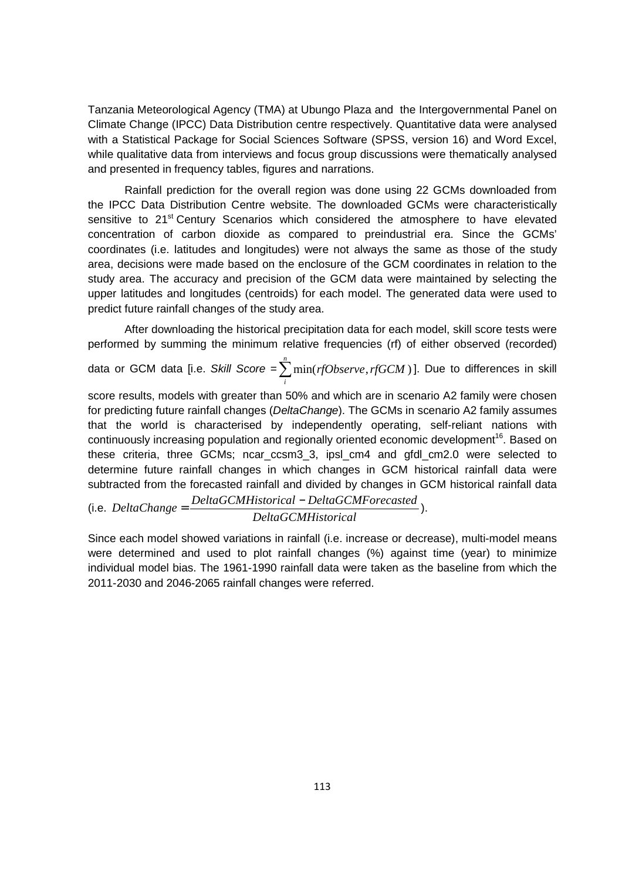Tanzania Meteorological Agency (TMA) at Ubungo Plaza and the Intergovernmental Panel on Climate Change (IPCC) Data Distribution centre respectively. Quantitative data were analysed with a Statistical Package for Social Sciences Software (SPSS, version 16) and Word Excel, while qualitative data from interviews and focus group discussions were thematically analysed and presented in frequency tables, figures and narrations.

Rainfall prediction for the overall region was done using 22 GCMs downloaded from the IPCC Data Distribution Centre website. The downloaded GCMs were characteristically sensitive to 21st Century Scenarios which considered the atmosphere to have elevated concentration of carbon dioxide as compared to preindustrial era. Since the GCMs' coordinates (i.e. latitudes and longitudes) were not always the same as those of the study area, decisions were made based on the enclosure of the GCM coordinates in relation to the study area. The accuracy and precision of the GCM data were maintained by selecting the upper latitudes and longitudes (centroids) for each model. The generated data were used to predict future rainfall changes of the study area.

After downloading the historical precipitation data for each model, skill score tests were performed by summing the minimum relative frequencies (rf) of either observed (recorded) data or GCM data [i.e. *Skill Score* = $\sum_{i}^{n} \min(rfObserve, rfGCM)$]. Due to differences in skill score results, models with greater than 50% and which are in scenario A2 family were chosen for predicting future rainfall changes (*DeltaChange*). The GCMs in scenario A2 family assumes that the world is characterised by independently operating, self-reliant nations with continuously increasing population and regionally oriented economic development[16]. Based on these criteria, three GCMs; ncar_ccsm3_3, ipsl_cm4 and gfdl_cm2.0 were selected to determine future rainfall changes in which changes in GCM historical rainfall data were subtracted from the forecasted rainfall and divided by changes in GCM historical rainfall data (i.e. $DeltaChange = \frac{DeltaGCMHistorical - DeltaGCMForecasted}{DeltaGCMHistorical}$).

Since each model showed variations in rainfall (i.e. increase or decrease), multi-model means were determined and used to plot rainfall changes (%) against time (year) to minimize individual model bias. The 1961-1990 rainfall data were taken as the baseline from which the 2011-2030 and 2046-2065 rainfall changes were referred.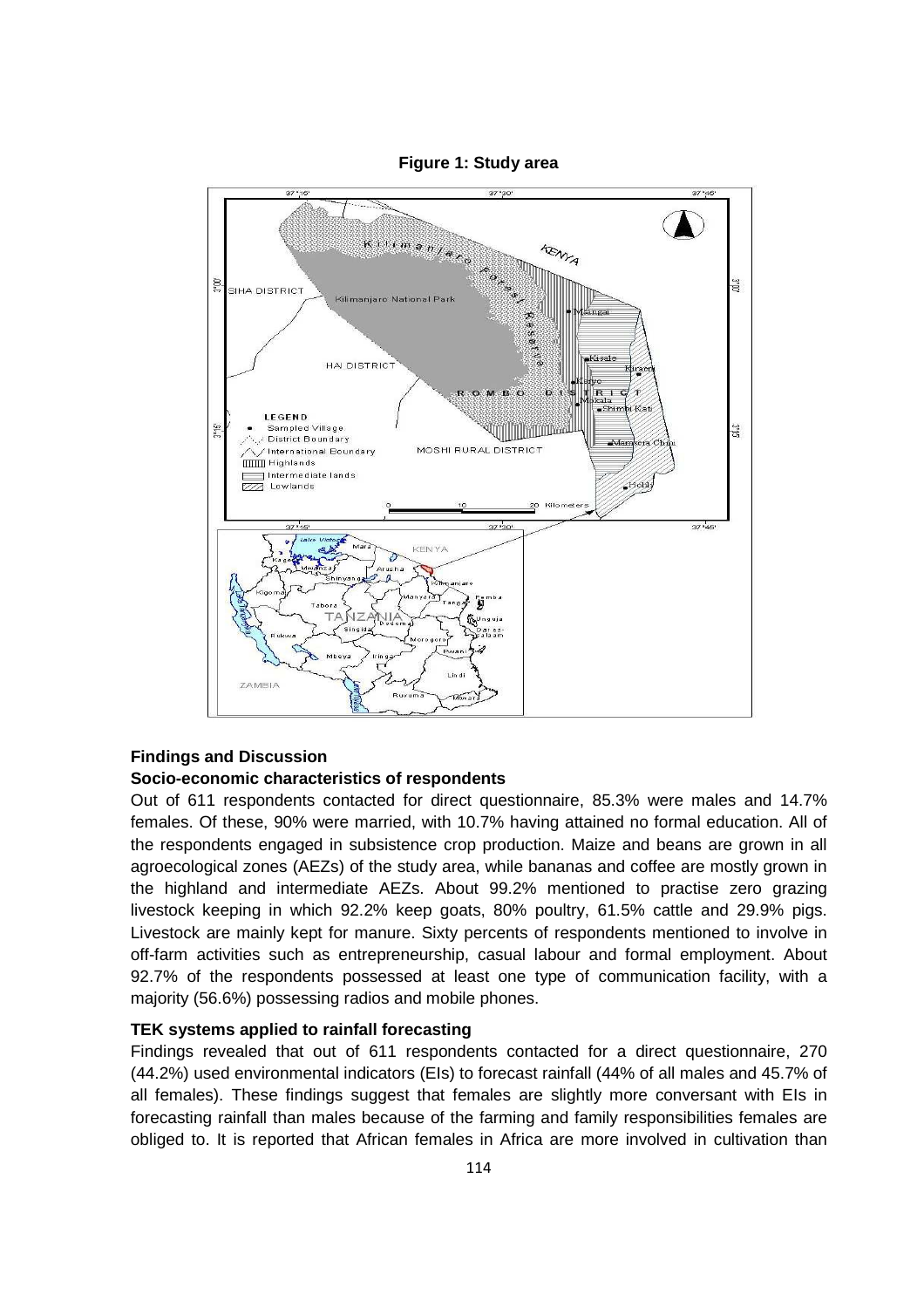**Figure 1: Study area**

## Findings and Discussion

### Socio-economic characteristics of respondents

Out of 611 respondents contacted for direct questionnaire, 85.3% were males and 14.7% females. Of these, 90% were married, with 10.7% having attained no formal education. All of the respondents engaged in subsistence crop production. Maize and beans are grown in all agroecological zones (AEZs) of the study area, while bananas and coffee are mostly grown in the highland and intermediate AEZs. About 99.2% mentioned to practise zero grazing livestock keeping in which 92.2% keep goats, 80% poultry, 61.5% cattle and 29.9% pigs. Livestock are mainly kept for manure. Sixty percents of respondents mentioned to involve in off-farm activities such as entrepreneurship, casual labour and formal employment. About 92.7% of the respondents possessed at least one type of communication facility, with a majority (56.6%) possessing radios and mobile phones.

### TEK systems applied to rainfall forecasting

Findings revealed that out of 611 respondents contacted for a direct questionnaire, 270 (44.2%) used environmental indicators (EIs) to forecast rainfall (44% of all males and 45.7% of all females). These findings suggest that females are slightly more conversant with EIs in forecasting rainfall than males because of the farming and family responsibilities females are obliged to. It is reported that African females in Africa are more involved in cultivation than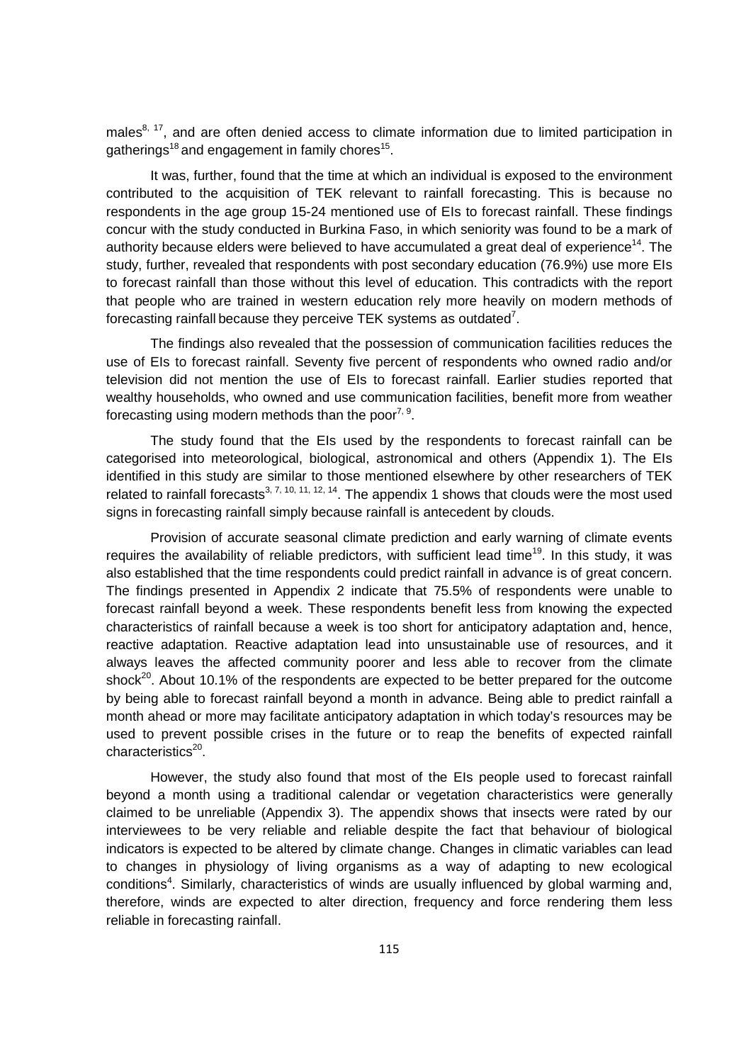males[8, 17], and are often denied access to climate information due to limited participation in gatherings[18] and engagement in family chores[15].

It was, further, found that the time at which an individual is exposed to the environment contributed to the acquisition of TEK relevant to rainfall forecasting. This is because no respondents in the age group 15-24 mentioned use of EIs to forecast rainfall. These findings concur with the study conducted in Burkina Faso, in which seniority was found to be a mark of authority because elders were believed to have accumulated a great deal of experience[14]. The study, further, revealed that respondents with post secondary education (76.9%) use more EIs to forecast rainfall than those without this level of education. This contradicts with the report that people who are trained in western education rely more heavily on modern methods of forecasting rainfall because they perceive TEK systems as outdated[7].

The findings also revealed that the possession of communication facilities reduces the use of EIs to forecast rainfall. Seventy five percent of respondents who owned radio and/or television did not mention the use of EIs to forecast rainfall. Earlier studies reported that wealthy households, who owned and use communication facilities, benefit more from weather forecasting using modern methods than the poor[7, 9].

The study found that the EIs used by the respondents to forecast rainfall can be categorised into meteorological, biological, astronomical and others (Appendix 1). The EIs identified in this study are similar to those mentioned elsewhere by other researchers of TEK related to rainfall forecasts[3, 7, 10, 11, 12, 14]. The appendix 1 shows that clouds were the most used signs in forecasting rainfall simply because rainfall is antecedent by clouds.

Provision of accurate seasonal climate prediction and early warning of climate events requires the availability of reliable predictors, with sufficient lead time[19]. In this study, it was also established that the time respondents could predict rainfall in advance is of great concern. The findings presented in Appendix 2 indicate that 75.5% of respondents were unable to forecast rainfall beyond a week. These respondents benefit less from knowing the expected characteristics of rainfall because a week is too short for anticipatory adaptation and, hence, reactive adaptation. Reactive adaptation lead into unsustainable use of resources, and it always leaves the affected community poorer and less able to recover from the climate shock[20]. About 10.1% of the respondents are expected to be better prepared for the outcome by being able to forecast rainfall beyond a month in advance. Being able to predict rainfall a month ahead or more may facilitate anticipatory adaptation in which today's resources may be used to prevent possible crises in the future or to reap the benefits of expected rainfall characteristics[20].

However, the study also found that most of the EIs people used to forecast rainfall beyond a month using a traditional calendar or vegetation characteristics were generally claimed to be unreliable (Appendix 3). The appendix shows that insects were rated by our interviewees to be very reliable and reliable despite the fact that behaviour of biological indicators is expected to be altered by climate change. Changes in climatic variables can lead to changes in physiology of living organisms as a way of adapting to new ecological conditions[4]. Similarly, characteristics of winds are usually influenced by global warming and, therefore, winds are expected to alter direction, frequency and force rendering them less reliable in forecasting rainfall.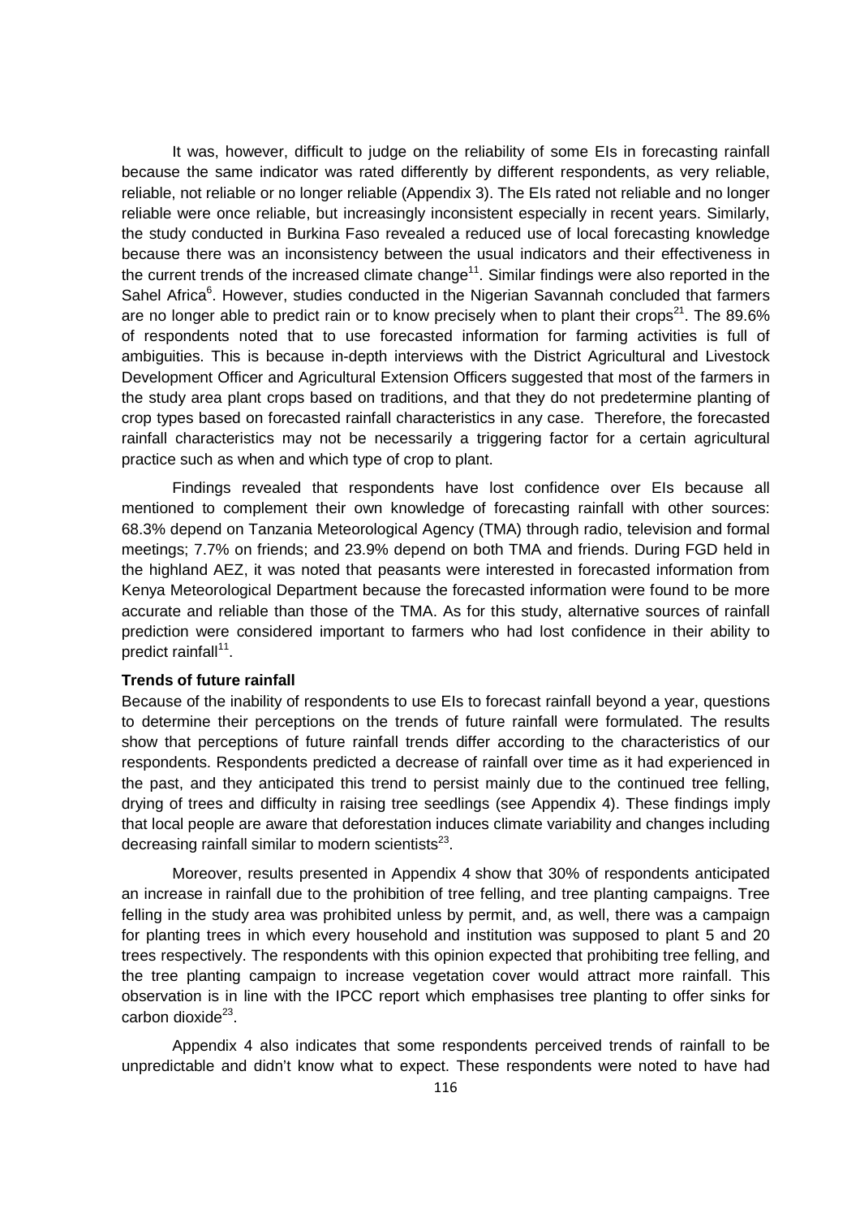It was, however, difficult to judge on the reliability of some EIs in forecasting rainfall because the same indicator was rated differently by different respondents, as very reliable, reliable, not reliable or no longer reliable (Appendix 3). The EIs rated not reliable and no longer reliable were once reliable, but increasingly inconsistent especially in recent years. Similarly, the study conducted in Burkina Faso revealed a reduced use of local forecasting knowledge because there was an inconsistency between the usual indicators and their effectiveness in the current trends of the increased climate change[11]. Similar findings were also reported in the Sahel Africa[6]. However, studies conducted in the Nigerian Savannah concluded that farmers are no longer able to predict rain or to know precisely when to plant their crops[21]. The 89.6% of respondents noted that to use forecasted information for farming activities is full of ambiguities. This is because in-depth interviews with the District Agricultural and Livestock Development Officer and Agricultural Extension Officers suggested that most of the farmers in the study area plant crops based on traditions, and that they do not predetermine planting of crop types based on forecasted rainfall characteristics in any case. Therefore, the forecasted rainfall characteristics may not be necessarily a triggering factor for a certain agricultural practice such as when and which type of crop to plant.

Findings revealed that respondents have lost confidence over EIs because all mentioned to complement their own knowledge of forecasting rainfall with other sources: 68.3% depend on Tanzania Meteorological Agency (TMA) through radio, television and formal meetings; 7.7% on friends; and 23.9% depend on both TMA and friends. During FGD held in the highland AEZ, it was noted that peasants were interested in forecasted information from Kenya Meteorological Department because the forecasted information were found to be more accurate and reliable than those of the TMA. As for this study, alternative sources of rainfall prediction were considered important to farmers who had lost confidence in their ability to predict rainfall[11].

**Trends of future rainfall**

Because of the inability of respondents to use EIs to forecast rainfall beyond a year, questions to determine their perceptions on the trends of future rainfall were formulated. The results show that perceptions of future rainfall trends differ according to the characteristics of our respondents. Respondents predicted a decrease of rainfall over time as it had experienced in the past, and they anticipated this trend to persist mainly due to the continued tree felling, drying of trees and difficulty in raising tree seedlings (see Appendix 4). These findings imply that local people are aware that deforestation induces climate variability and changes including decreasing rainfall similar to modern scientists[23].

Moreover, results presented in Appendix 4 show that 30% of respondents anticipated an increase in rainfall due to the prohibition of tree felling, and tree planting campaigns. Tree felling in the study area was prohibited unless by permit, and, as well, there was a campaign for planting trees in which every household and institution was supposed to plant 5 and 20 trees respectively. The respondents with this opinion expected that prohibiting tree felling, and the tree planting campaign to increase vegetation cover would attract more rainfall. This observation is in line with the IPCC report which emphasises tree planting to offer sinks for carbon dioxide[23].

Appendix 4 also indicates that some respondents perceived trends of rainfall to be unpredictable and didn't know what to expect. These respondents were noted to have had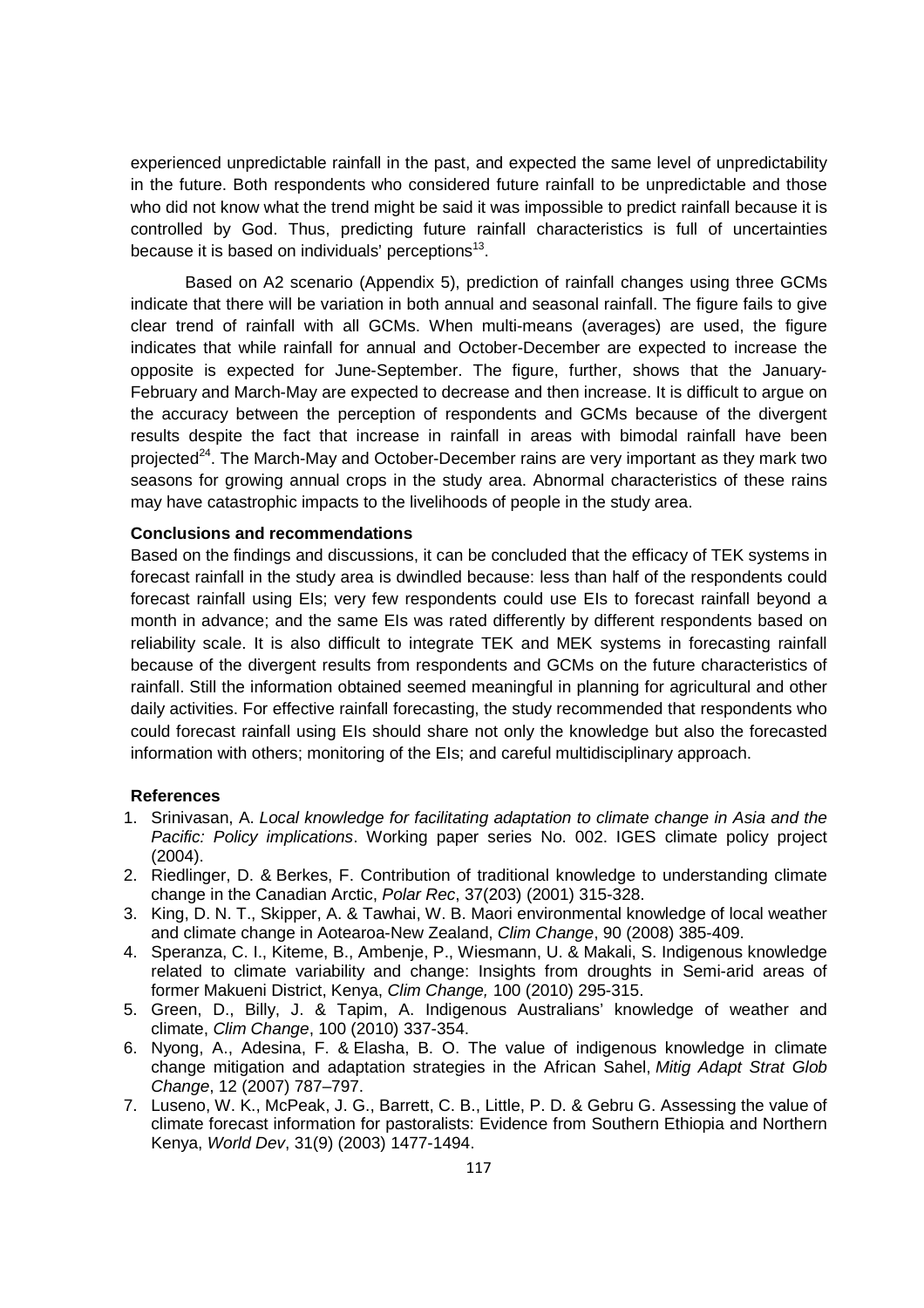experienced unpredictable rainfall in the past, and expected the same level of unpredictability in the future. Both respondents who considered future rainfall to be unpredictable and those who did not know what the trend might be said it was impossible to predict rainfall because it is controlled by God. Thus, predicting future rainfall characteristics is full of uncertainties because it is based on individuals' perceptions[13].

Based on A2 scenario (Appendix 5), prediction of rainfall changes using three GCMs indicate that there will be variation in both annual and seasonal rainfall. The figure fails to give clear trend of rainfall with all GCMs. When multi-means (averages) are used, the figure indicates that while rainfall for annual and October-December are expected to increase the opposite is expected for June-September. The figure, further, shows that the January-February and March-May are expected to decrease and then increase. It is difficult to argue on the accuracy between the perception of respondents and GCMs because of the divergent results despite the fact that increase in rainfall in areas with bimodal rainfall have been projected[24]. The March-May and October-December rains are very important as they mark two seasons for growing annual crops in the study area. Abnormal characteristics of these rains may have catastrophic impacts to the livelihoods of people in the study area.

**Conclusions and recommendations**

Based on the findings and discussions, it can be concluded that the efficacy of TEK systems in forecast rainfall in the study area is dwindled because: less than half of the respondents could forecast rainfall using EIs; very few respondents could use EIs to forecast rainfall beyond a month in advance; and the same EIs was rated differently by different respondents based on reliability scale. It is also difficult to integrate TEK and MEK systems in forecasting rainfall because of the divergent results from respondents and GCMs on the future characteristics of rainfall. Still the information obtained seemed meaningful in planning for agricultural and other daily activities. For effective rainfall forecasting, the study recommended that respondents who could forecast rainfall using EIs should share not only the knowledge but also the forecasted information with others; monitoring of the EIs; and careful multidisciplinary approach.

**References**

1. Srinivasan, A. *Local knowledge for facilitating adaptation to climate change in Asia and the Pacific: Policy implications*. Working paper series No. 002. IGES climate policy project (2004).
2. Riedlinger, D. & Berkes, F. Contribution of traditional knowledge to understanding climate change in the Canadian Arctic, *Polar Rec*, 37(203) (2001) 315-328.
3. King, D. N. T., Skipper, A. & Tawhai, W. B. Maori environmental knowledge of local weather and climate change in Aotearoa-New Zealand, *Clim Change*, 90 (2008) 385-409.
4. Speranza, C. I., Kiteme, B., Ambenje, P., Wiesmann, U. & Makali, S. Indigenous knowledge related to climate variability and change: Insights from droughts in Semi-arid areas of former Makueni District, Kenya, *Clim Change,* 100 (2010) 295-315.
5. Green, D., Billy, J. & Tapim, A. Indigenous Australians' knowledge of weather and climate, *Clim Change*, 100 (2010) 337-354.
6. Nyong, A., Adesina, F. & Elasha, B. O. The value of indigenous knowledge in climate change mitigation and adaptation strategies in the African Sahel, *Mitig Adapt Strat Glob Change*, 12 (2007) 787–797.
7. Luseno, W. K., McPeak, J. G., Barrett, C. B., Little, P. D. & Gebru G. Assessing the value of climate forecast information for pastoralists: Evidence from Southern Ethiopia and Northern Kenya, *World Dev*, 31(9) (2003) 1477-1494.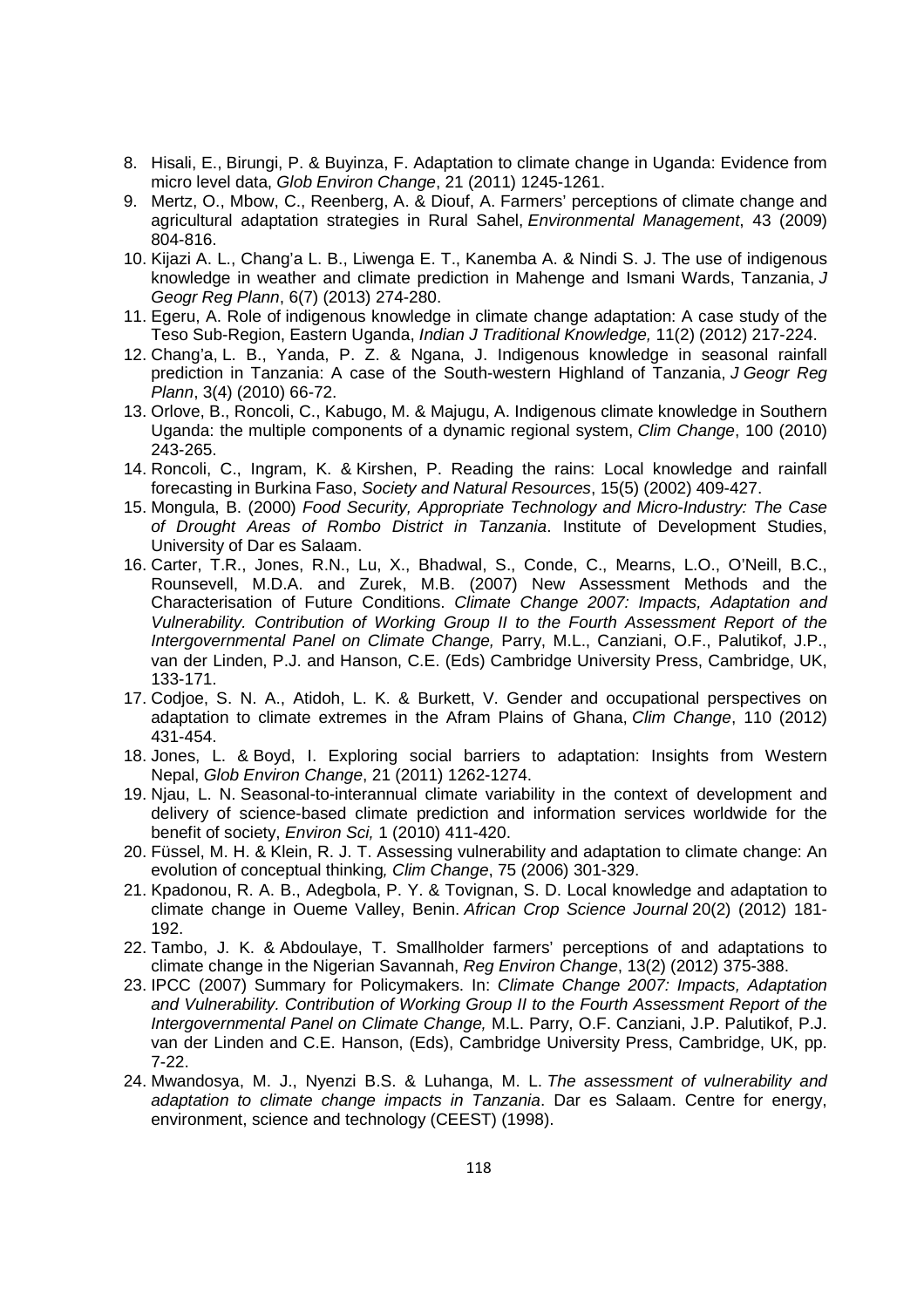8. Hisali, E., Birungi, P. & Buyinza, F. Adaptation to climate change in Uganda: Evidence from micro level data, *Glob Environ Change*, 21 (2011) 1245-1261.
9. Mertz, O., Mbow, C., Reenberg, A. & Diouf, A. Farmers' perceptions of climate change and agricultural adaptation strategies in Rural Sahel, *Environmental Management*, 43 (2009) 804-816.
10. Kijazi A. L., Chang'a L. B., Liwenga E. T., Kanemba A. & Nindi S. J. The use of indigenous knowledge in weather and climate prediction in Mahenge and Ismani Wards, Tanzania, *J Geogr Reg Plann*, 6(7) (2013) 274-280.
11. Egeru, A. Role of indigenous knowledge in climate change adaptation: A case study of the Teso Sub-Region, Eastern Uganda, *Indian J Traditional Knowledge,* 11(2) (2012) 217-224.
12. Chang'a, L. B., Yanda, P. Z. & Ngana, J. Indigenous knowledge in seasonal rainfall prediction in Tanzania: A case of the South-western Highland of Tanzania, *J Geogr Reg Plann*, 3(4) (2010) 66-72.
13. Orlove, B., Roncoli, C., Kabugo, M. & Majugu, A. Indigenous climate knowledge in Southern Uganda: the multiple components of a dynamic regional system, *Clim Change*, 100 (2010) 243-265.
14. Roncoli, C., Ingram, K. & Kirshen, P. Reading the rains: Local knowledge and rainfall forecasting in Burkina Faso, *Society and Natural Resources*, 15(5) (2002) 409-427.
15. Mongula, B. (2000) *Food Security, Appropriate Technology and Micro-Industry: The Case of Drought Areas of Rombo District in Tanzania*. Institute of Development Studies, University of Dar es Salaam.
16. Carter, T.R., Jones, R.N., Lu, X., Bhadwal, S., Conde, C., Mearns, L.O., O'Neill, B.C., Rounsevell, M.D.A. and Zurek, M.B. (2007) New Assessment Methods and the Characterisation of Future Conditions. *Climate Change 2007: Impacts, Adaptation and Vulnerability. Contribution of Working Group II to the Fourth Assessment Report of the Intergovernmental Panel on Climate Change,* Parry, M.L., Canziani, O.F., Palutikof, J.P., van der Linden, P.J. and Hanson, C.E. (Eds) Cambridge University Press, Cambridge, UK, 133-171.
17. Codjoe, S. N. A., Atidoh, L. K. & Burkett, V. Gender and occupational perspectives on adaptation to climate extremes in the Afram Plains of Ghana, *Clim Change*, 110 (2012) 431-454.
18. Jones, L. & Boyd, I. Exploring social barriers to adaptation: Insights from Western Nepal, *Glob Environ Change*, 21 (2011) 1262-1274.
19. Njau, L. N. Seasonal-to-interannual climate variability in the context of development and delivery of science-based climate prediction and information services worldwide for the benefit of society, *Environ Sci,* 1 (2010) 411-420.
20. Füssel, M. H. & Klein, R. J. T. Assessing vulnerability and adaptation to climate change: An evolution of conceptual thinking*, Clim Change*, 75 (2006) 301-329.
21. Kpadonou, R. A. B., Adegbola, P. Y. & Tovignan, S. D. Local knowledge and adaptation to climate change in Oueme Valley, Benin. *African Crop Science Journal* 20(2) (2012) 181-192.
22. Tambo, J. K. & Abdoulaye, T. Smallholder farmers' perceptions of and adaptations to climate change in the Nigerian Savannah, *Reg Environ Change*, 13(2) (2012) 375-388.
23. IPCC (2007) Summary for Policymakers. In: *Climate Change 2007: Impacts, Adaptation and Vulnerability. Contribution of Working Group II to the Fourth Assessment Report of the Intergovernmental Panel on Climate Change,* M.L. Parry, O.F. Canziani, J.P. Palutikof, P.J. van der Linden and C.E. Hanson, (Eds), Cambridge University Press, Cambridge, UK, pp. 7-22.
24. Mwandosya, M. J., Nyenzi B.S. & Luhanga, M. L. *The assessment of vulnerability and adaptation to climate change impacts in Tanzania*. Dar es Salaam. Centre for energy, environment, science and technology (CEEST) (1998).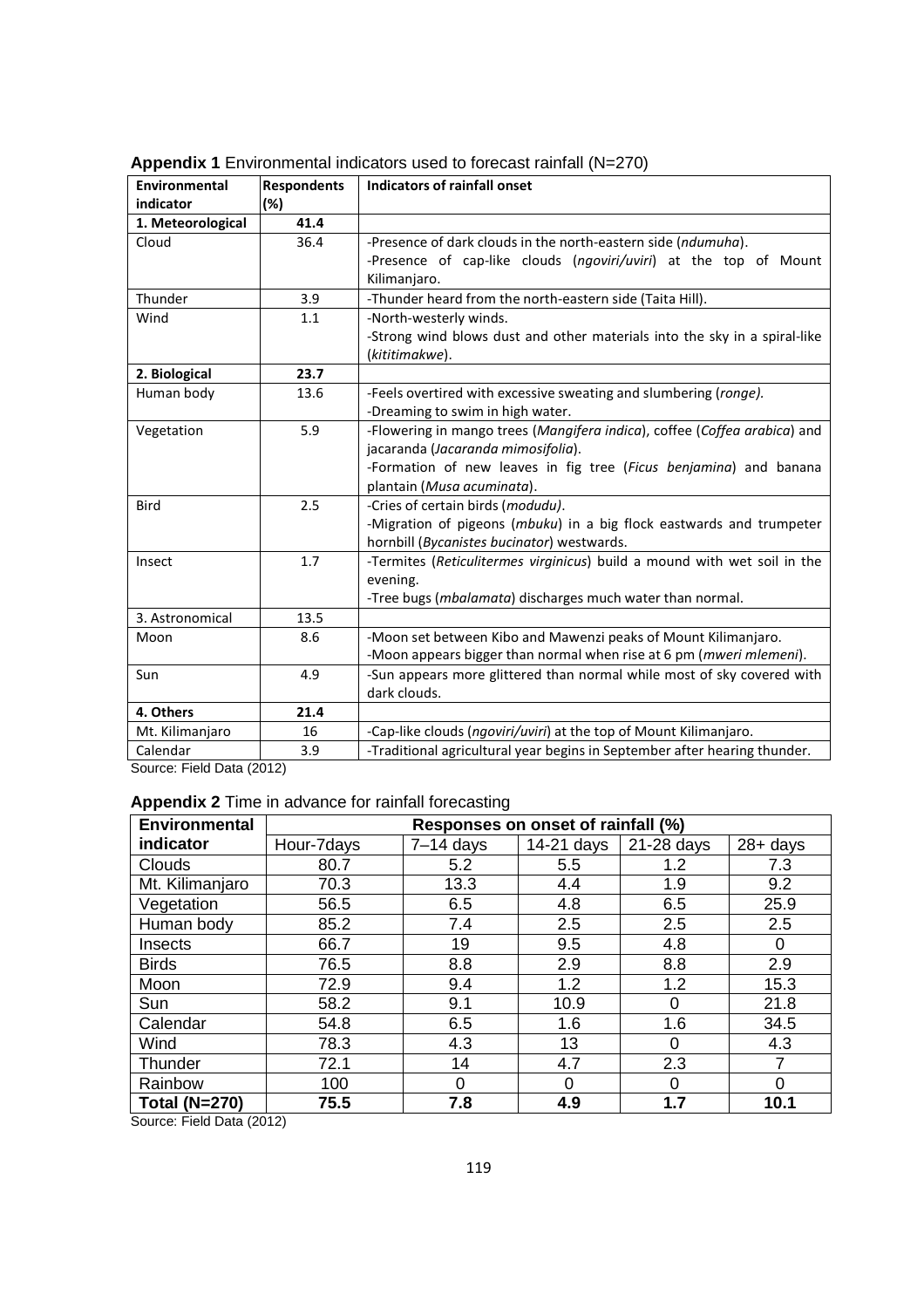**Appendix 1** Environmental indicators used to forecast rainfall (N=270)

| Environmental indicator | Respondents (%) | Indicators of rainfall onset |
|---|---|---|
| **1. Meteorological** | **41.4** | |
| Cloud | 36.4 | -Presence of dark clouds in the north-eastern side (*ndumuha*).<br>-Presence of cap-like clouds (*ngoviri/uviri*) at the top of Mount Kilimanjaro. |
| Thunder | 3.9 | -Thunder heard from the north-eastern side (Taita Hill). |
| Wind | 1.1 | -North-westerly winds.<br>-Strong wind blows dust and other materials into the sky in a spiral-like (*kititimakwe*). |
| **2. Biological** | **23.7** | |
| Human body | 13.6 | -Feels overtired with excessive sweating and slumbering (*ronge).*<br>-Dreaming to swim in high water. |
| Vegetation | 5.9 | -Flowering in mango trees (*Mangifera indica*), coffee (*Coffea arabica*) and jacaranda (*Jacaranda mimosifolia*).<br>-Formation of new leaves in fig tree (*Ficus benjamina*) and banana plantain (*Musa acuminata*). |
| Bird | 2.5 | -Cries of certain birds (*modudu)*.<br>-Migration of pigeons (*mbuku*) in a big flock eastwards and trumpeter hornbill (*Bycanistes bucinator*) westwards. |
| Insect | 1.7 | -Termites (*Reticulitermes virginicus*) build a mound with wet soil in the evening.<br>-Tree bugs (*mbalamata*) discharges much water than normal. |
| 3. Astronomical | 13.5 | |
| Moon | 8.6 | -Moon set between Kibo and Mawenzi peaks of Mount Kilimanjaro.<br>-Moon appears bigger than normal when rise at 6 pm (*mweri mlemeni*). |
| Sun | 4.9 | -Sun appears more glittered than normal while most of sky covered with dark clouds. |
| **4. Others** | **21.4** | |
| Mt. Kilimanjaro | 16 | -Cap-like clouds (*ngoviri/uviri*) at the top of Mount Kilimanjaro. |
| Calendar | 3.9 | -Traditional agricultural year begins in September after hearing thunder. |

Source: Field Data (2012)

**Appendix 2** Time in advance for rainfall forecasting

| Environmental indicator | Responses on onset of rainfall (%) | | | | |
|---|---|---|---|---|---|
| | Hour-7days | 7–14 days | 14-21 days | 21-28 days | 28+ days |
| Clouds | 80.7 | 5.2 | 5.5 | 1.2 | 7.3 |
| Mt. Kilimanjaro | 70.3 | 13.3 | 4.4 | 1.9 | 9.2 |
| Vegetation | 56.5 | 6.5 | 4.8 | 6.5 | 25.9 |
| Human body | 85.2 | 7.4 | 2.5 | 2.5 | 2.5 |
| Insects | 66.7 | 19 | 9.5 | 4.8 | 0 |
| Birds | 76.5 | 8.8 | 2.9 | 8.8 | 2.9 |
| Moon | 72.9 | 9.4 | 1.2 | 1.2 | 15.3 |
| Sun | 58.2 | 9.1 | 10.9 | 0 | 21.8 |
| Calendar | 54.8 | 6.5 | 1.6 | 1.6 | 34.5 |
| Wind | 78.3 | 4.3 | 13 | 0 | 4.3 |
| Thunder | 72.1 | 14 | 4.7 | 2.3 | 7 |
| Rainbow | 100 | 0 | 0 | 0 | 0 |
| **Total (N=270)** | **75.5** | **7.8** | **4.9** | **1.7** | **10.1** |

Source: Field Data (2012)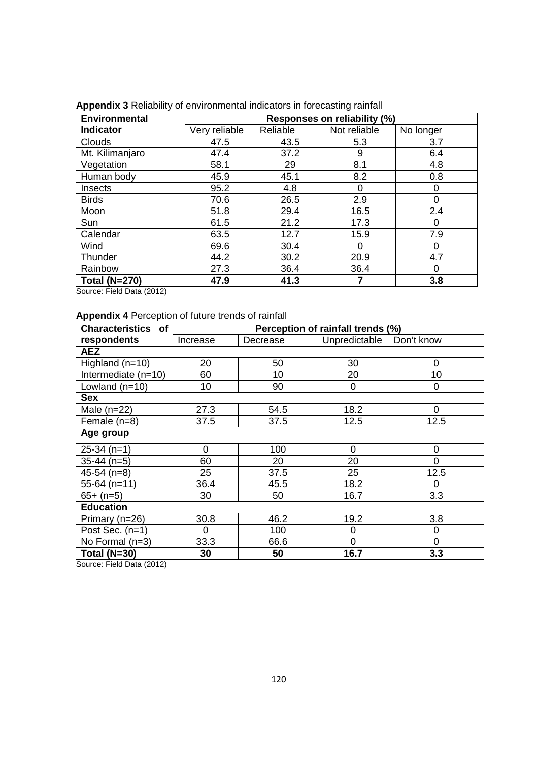**Appendix 3** Reliability of environmental indicators in forecasting rainfall

| Environmental Indicator | Responses on reliability (%) | | | |
|---|---|---|---|---|
| | Very reliable | Reliable | Not reliable | No longer |
| Clouds | 47.5 | 43.5 | 5.3 | 3.7 |
| Mt. Kilimanjaro | 47.4 | 37.2 | 9 | 6.4 |
| Vegetation | 58.1 | 29 | 8.1 | 4.8 |
| Human body | 45.9 | 45.1 | 8.2 | 0.8 |
| Insects | 95.2 | 4.8 | 0 | 0 |
| Birds | 70.6 | 26.5 | 2.9 | 0 |
| Moon | 51.8 | 29.4 | 16.5 | 2.4 |
| Sun | 61.5 | 21.2 | 17.3 | 0 |
| Calendar | 63.5 | 12.7 | 15.9 | 7.9 |
| Wind | 69.6 | 30.4 | 0 | 0 |
| Thunder | 44.2 | 30.2 | 20.9 | 4.7 |
| Rainbow | 27.3 | 36.4 | 36.4 | 0 |
| **Total (N=270)** | **47.9** | **41.3** | **7** | **3.8** |

Source: Field Data (2012)

**Appendix 4** Perception of future trends of rainfall

| Characteristics of respondents | Perception of rainfall trends (%) | | | |
|---|---|---|---|---|
| | Increase | Decrease | Unpredictable | Don't know |
| **AEZ** | | | | |
| Highland (n=10) | 20 | 50 | 30 | 0 |
| Intermediate (n=10) | 60 | 10 | 20 | 10 |
| Lowland (n=10) | 10 | 90 | 0 | 0 |
| **Sex** | | | | |
| Male (n=22) | 27.3 | 54.5 | 18.2 | 0 |
| Female (n=8) | 37.5 | 37.5 | 12.5 | 12.5 |
| **Age group** | | | | |
| 25-34 (n=1) | 0 | 100 | 0 | 0 |
| 35-44 (n=5) | 60 | 20 | 20 | 0 |
| 45-54 (n=8) | 25 | 37.5 | 25 | 12.5 |
| 55-64 (n=11) | 36.4 | 45.5 | 18.2 | 0 |
| 65+ (n=5) | 30 | 50 | 16.7 | 3.3 |
| **Education** | | | | |
| Primary (n=26) | 30.8 | 46.2 | 19.2 | 3.8 |
| Post Sec. (n=1) | 0 | 100 | 0 | 0 |
| No Formal (n=3) | 33.3 | 66.6 | 0 | 0 |
| **Total (N=30)** | **30** | **50** | **16.7** | **3.3** |

Source: Field Data (2012)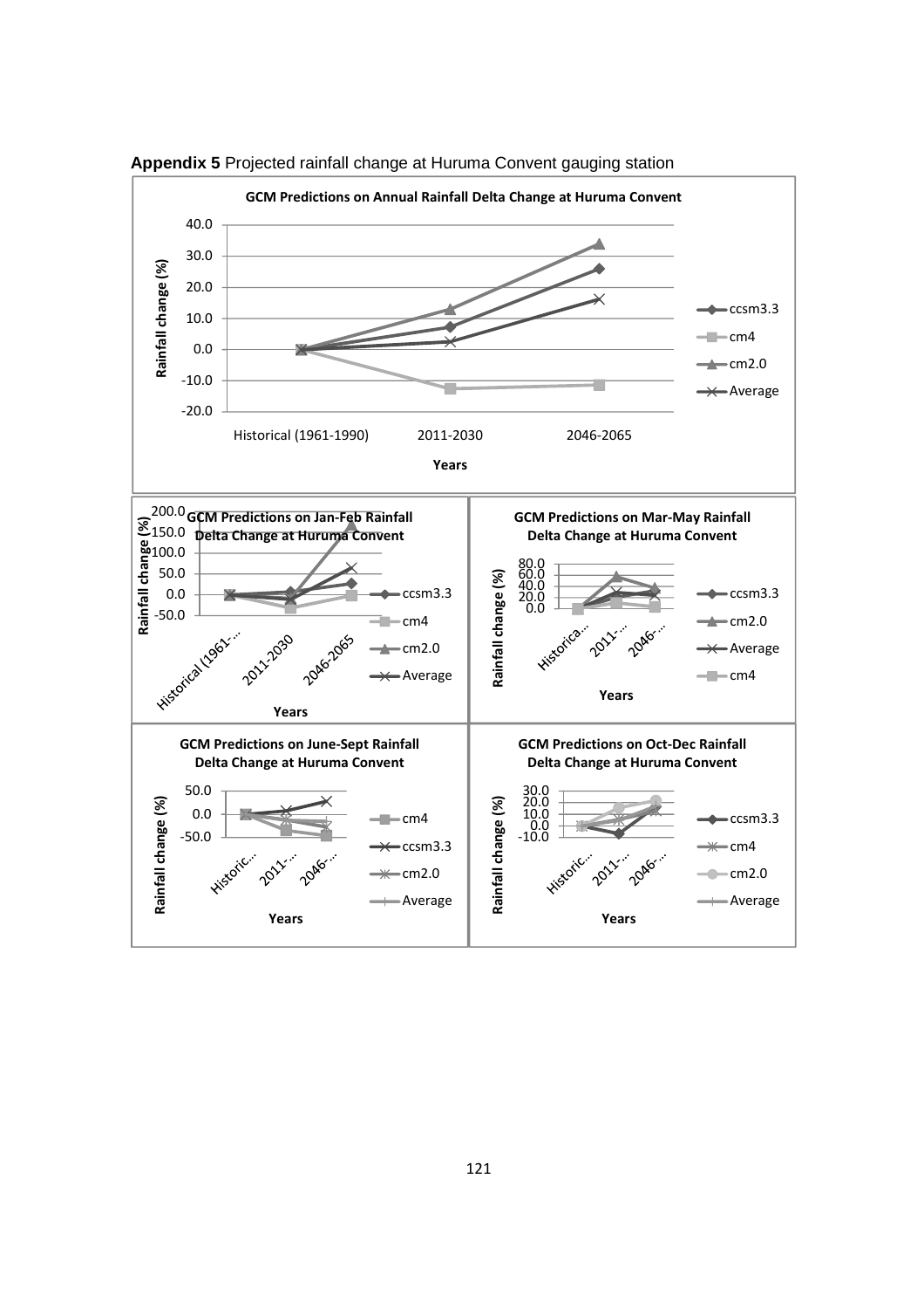**Appendix 5** Projected rainfall change at Huruma Convent gauging station

GCM Predictions on Annual Rainfall Delta Change at Huruma Convent

Rainfall change (%)

40.0
30.0
20.0
10.0
0.0
-10.0
-20.0

Historical (1961-1990)
2011-2030
2046-2065

Years

ccsm3.3
cm4
cm2.0
Average

GCM Predictions on Jan-Feb Rainfall Delta Change at Huruma Convent

Rainfall change (%)

200.0
150.0
100.0
50.0
0.0
-50.0

Historical (1961-...
2011-2030
2046-2065

Years

ccsm3.3
cm4
cm2.0
Average

GCM Predictions on Mar-May Rainfall Delta Change at Huruma Convent

Rainfall change (%)

80.0
60.0
40.0
20.0
0.0

Historica...
2011-...
2046-...

Years

ccsm3.3
cm2.0
Average
cm4

GCM Predictions on June-Sept Rainfall Delta Change at Huruma Convent

Rainfall change (%)

50.0
0.0
-50.0

Historic...
2011-...
2046-...

Years

cm4
ccsm3.3
cm2.0
Average

GCM Predictions on Oct-Dec Rainfall Delta Change at Huruma Convent

Rainfall change (%)

30.0
20.0
10.0
0.0
-10.0

Historic...
2011-...
2046-...

Years

ccsm3.3
cm4
cm2.0
Average